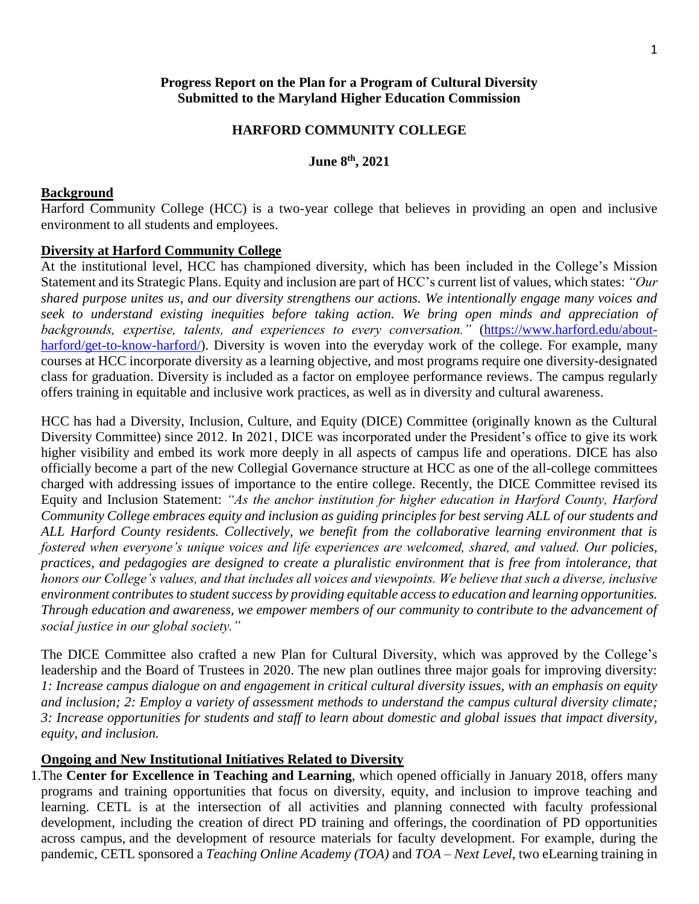**Progress Report on the Plan for a Program of Cultural Diversity**
**Submitted to the Maryland Higher Education Commission**

**HARFORD COMMUNITY COLLEGE**

**June 8th, 2021**

## Background

Harford Community College (HCC) is a two-year college that believes in providing an open and inclusive environment to all students and employees.

## Diversity at Harford Community College

At the institutional level, HCC has championed diversity, which has been included in the College's Mission Statement and its Strategic Plans. Equity and inclusion are part of HCC's current list of values, which states: *"Our shared purpose unites us, and our diversity strengthens our actions. We intentionally engage many voices and seek to understand existing inequities before taking action. We bring open minds and appreciation of backgrounds, expertise, talents, and experiences to every conversation."* (https://www.harford.edu/about-harford/get-to-know-harford/). Diversity is woven into the everyday work of the college. For example, many courses at HCC incorporate diversity as a learning objective, and most programs require one diversity-designated class for graduation. Diversity is included as a factor on employee performance reviews. The campus regularly offers training in equitable and inclusive work practices, as well as in diversity and cultural awareness.

HCC has had a Diversity, Inclusion, Culture, and Equity (DICE) Committee (originally known as the Cultural Diversity Committee) since 2012. In 2021, DICE was incorporated under the President's office to give its work higher visibility and embed its work more deeply in all aspects of campus life and operations. DICE has also officially become a part of the new Collegial Governance structure at HCC as one of the all-college committees charged with addressing issues of importance to the entire college. Recently, the DICE Committee revised its Equity and Inclusion Statement: *"As the anchor institution for higher education in Harford County, Harford Community College embraces equity and inclusion as guiding principles for best serving ALL of our students and ALL Harford County residents. Collectively, we benefit from the collaborative learning environment that is fostered when everyone's unique voices and life experiences are welcomed, shared, and valued. Our policies, practices, and pedagogies are designed to create a pluralistic environment that is free from intolerance, that honors our College's values, and that includes all voices and viewpoints. We believe that such a diverse, inclusive environment contributes to student success by providing equitable access to education and learning opportunities. Through education and awareness, we empower members of our community to contribute to the advancement of social justice in our global society."*

The DICE Committee also crafted a new Plan for Cultural Diversity, which was approved by the College's leadership and the Board of Trustees in 2020. The new plan outlines three major goals for improving diversity: *1: Increase campus dialogue on and engagement in critical cultural diversity issues, with an emphasis on equity and inclusion; 2: Employ a variety of assessment methods to understand the campus cultural diversity climate; 3: Increase opportunities for students and staff to learn about domestic and global issues that impact diversity, equity, and inclusion.*

## Ongoing and New Institutional Initiatives Related to Diversity

1. The **Center for Excellence in Teaching and Learning**, which opened officially in January 2018, offers many programs and training opportunities that focus on diversity, equity, and inclusion to improve teaching and learning. CETL is at the intersection of all activities and planning connected with faculty professional development, including the creation of direct PD training and offerings, the coordination of PD opportunities across campus, and the development of resource materials for faculty development. For example, during the pandemic, CETL sponsored a *Teaching Online Academy (TOA)* and *TOA – Next Level*, two eLearning training in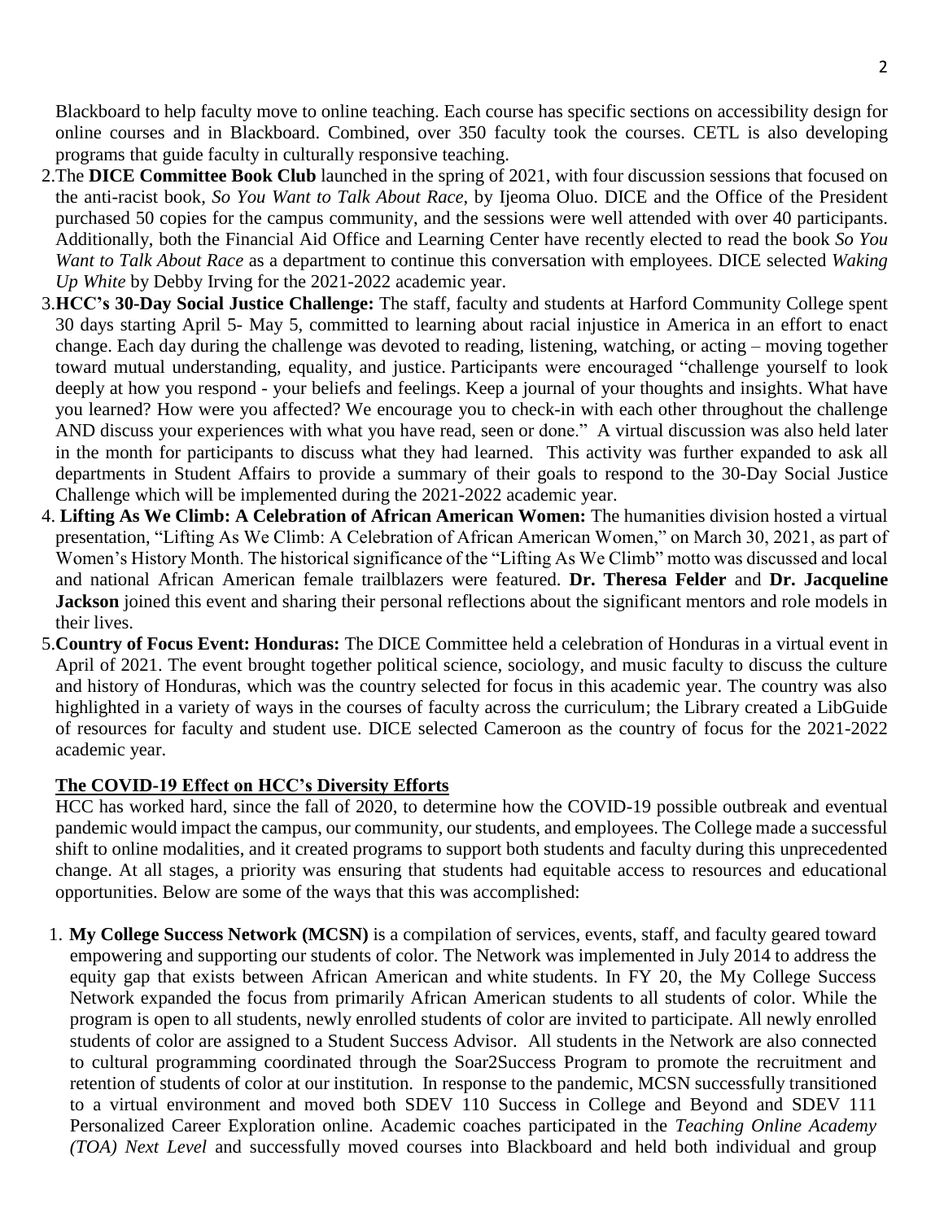Blackboard to help faculty move to online teaching. Each course has specific sections on accessibility design for online courses and in Blackboard. Combined, over 350 faculty took the courses. CETL is also developing programs that guide faculty in culturally responsive teaching.

2. The **DICE Committee Book Club** launched in the spring of 2021, with four discussion sessions that focused on the anti-racist book, *So You Want to Talk About Race*, by Ijeoma Oluo. DICE and the Office of the President purchased 50 copies for the campus community, and the sessions were well attended with over 40 participants. Additionally, both the Financial Aid Office and Learning Center have recently elected to read the book *So You Want to Talk About Race* as a department to continue this conversation with employees. DICE selected *Waking Up White* by Debby Irving for the 2021-2022 academic year.
3. **HCC's 30-Day Social Justice Challenge:** The staff, faculty and students at Harford Community College spent 30 days starting April 5- May 5, committed to learning about racial injustice in America in an effort to enact change. Each day during the challenge was devoted to reading, listening, watching, or acting – moving together toward mutual understanding, equality, and justice. Participants were encouraged "challenge yourself to look deeply at how you respond - your beliefs and feelings. Keep a journal of your thoughts and insights. What have you learned? How were you affected? We encourage you to check-in with each other throughout the challenge AND discuss your experiences with what you have read, seen or done." A virtual discussion was also held later in the month for participants to discuss what they had learned. This activity was further expanded to ask all departments in Student Affairs to provide a summary of their goals to respond to the 30-Day Social Justice Challenge which will be implemented during the 2021-2022 academic year.
4. **Lifting As We Climb: A Celebration of African American Women:** The humanities division hosted a virtual presentation, "Lifting As We Climb: A Celebration of African American Women," on March 30, 2021, as part of Women's History Month. The historical significance of the "Lifting As We Climb" motto was discussed and local and national African American female trailblazers were featured. **Dr. Theresa Felder** and **Dr. Jacqueline Jackson** joined this event and sharing their personal reflections about the significant mentors and role models in their lives.
5. **Country of Focus Event: Honduras:** The DICE Committee held a celebration of Honduras in a virtual event in April of 2021. The event brought together political science, sociology, and music faculty to discuss the culture and history of Honduras, which was the country selected for focus in this academic year. The country was also highlighted in a variety of ways in the courses of faculty across the curriculum; the Library created a LibGuide of resources for faculty and student use. DICE selected Cameroon as the country of focus for the 2021-2022 academic year.

## The COVID-19 Effect on HCC's Diversity Efforts

HCC has worked hard, since the fall of 2020, to determine how the COVID-19 possible outbreak and eventual pandemic would impact the campus, our community, our students, and employees. The College made a successful shift to online modalities, and it created programs to support both students and faculty during this unprecedented change. At all stages, a priority was ensuring that students had equitable access to resources and educational opportunities. Below are some of the ways that this was accomplished:

1. **My College Success Network (MCSN)** is a compilation of services, events, staff, and faculty geared toward empowering and supporting our students of color. The Network was implemented in July 2014 to address the equity gap that exists between African American and white students. In FY 20, the My College Success Network expanded the focus from primarily African American students to all students of color. While the program is open to all students, newly enrolled students of color are invited to participate. All newly enrolled students of color are assigned to a Student Success Advisor. All students in the Network are also connected to cultural programming coordinated through the Soar2Success Program to promote the recruitment and retention of students of color at our institution. In response to the pandemic, MCSN successfully transitioned to a virtual environment and moved both SDEV 110 Success in College and Beyond and SDEV 111 Personalized Career Exploration online. Academic coaches participated in the *Teaching Online Academy (TOA) Next Level* and successfully moved courses into Blackboard and held both individual and group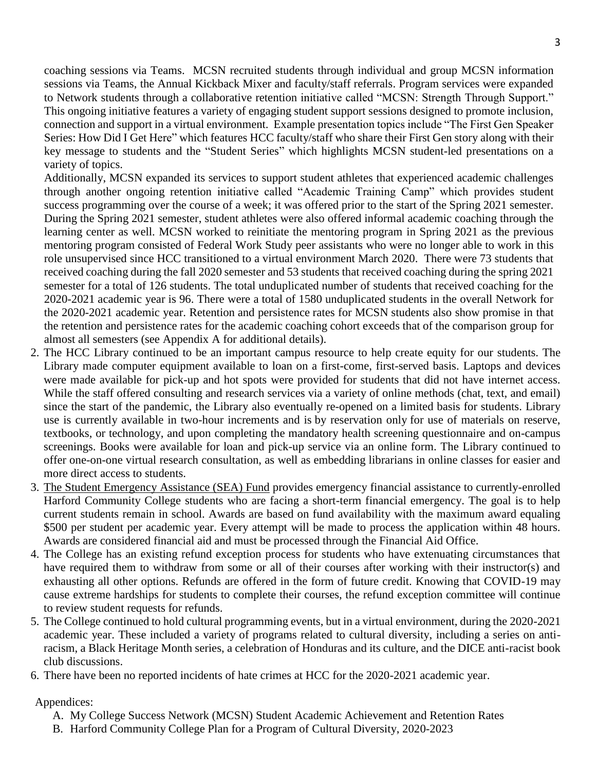coaching sessions via Teams. MCSN recruited students through individual and group MCSN information sessions via Teams, the Annual Kickback Mixer and faculty/staff referrals. Program services were expanded to Network students through a collaborative retention initiative called "MCSN: Strength Through Support." This ongoing initiative features a variety of engaging student support sessions designed to promote inclusion, connection and support in a virtual environment. Example presentation topics include "The First Gen Speaker Series: How Did I Get Here" which features HCC faculty/staff who share their First Gen story along with their key message to students and the "Student Series" which highlights MCSN student-led presentations on a variety of topics.

Additionally, MCSN expanded its services to support student athletes that experienced academic challenges through another ongoing retention initiative called "Academic Training Camp" which provides student success programming over the course of a week; it was offered prior to the start of the Spring 2021 semester. During the Spring 2021 semester, student athletes were also offered informal academic coaching through the learning center as well. MCSN worked to reinitiate the mentoring program in Spring 2021 as the previous mentoring program consisted of Federal Work Study peer assistants who were no longer able to work in this role unsupervised since HCC transitioned to a virtual environment March 2020. There were 73 students that received coaching during the fall 2020 semester and 53 students that received coaching during the spring 2021 semester for a total of 126 students. The total unduplicated number of students that received coaching for the 2020-2021 academic year is 96. There were a total of 1580 unduplicated students in the overall Network for the 2020-2021 academic year. Retention and persistence rates for MCSN students also show promise in that the retention and persistence rates for the academic coaching cohort exceeds that of the comparison group for almost all semesters (see Appendix A for additional details).

2. The HCC Library continued to be an important campus resource to help create equity for our students. The Library made computer equipment available to loan on a first-come, first-served basis. Laptops and devices were made available for pick-up and hot spots were provided for students that did not have internet access. While the staff offered consulting and research services via a variety of online methods (chat, text, and email) since the start of the pandemic, the Library also eventually re-opened on a limited basis for students. Library use is currently available in two-hour increments and is by reservation only for use of materials on reserve, textbooks, or technology, and upon completing the mandatory health screening questionnaire and on-campus screenings. Books were available for loan and pick-up service via an online form. The Library continued to offer one-on-one virtual research consultation, as well as embedding librarians in online classes for easier and more direct access to students.
3. The Student Emergency Assistance (SEA) Fund provides emergency financial assistance to currently-enrolled Harford Community College students who are facing a short-term financial emergency. The goal is to help current students remain in school. Awards are based on fund availability with the maximum award equaling $500 per student per academic year. Every attempt will be made to process the application within 48 hours. Awards are considered financial aid and must be processed through the Financial Aid Office.
4. The College has an existing refund exception process for students who have extenuating circumstances that have required them to withdraw from some or all of their courses after working with their instructor(s) and exhausting all other options. Refunds are offered in the form of future credit. Knowing that COVID-19 may cause extreme hardships for students to complete their courses, the refund exception committee will continue to review student requests for refunds.
5. The College continued to hold cultural programming events, but in a virtual environment, during the 2020-2021 academic year. These included a variety of programs related to cultural diversity, including a series on anti-racism, a Black Heritage Month series, a celebration of Honduras and its culture, and the DICE anti-racist book club discussions.
6. There have been no reported incidents of hate crimes at HCC for the 2020-2021 academic year.

Appendices:

A. My College Success Network (MCSN) Student Academic Achievement and Retention Rates
B. Harford Community College Plan for a Program of Cultural Diversity, 2020-2023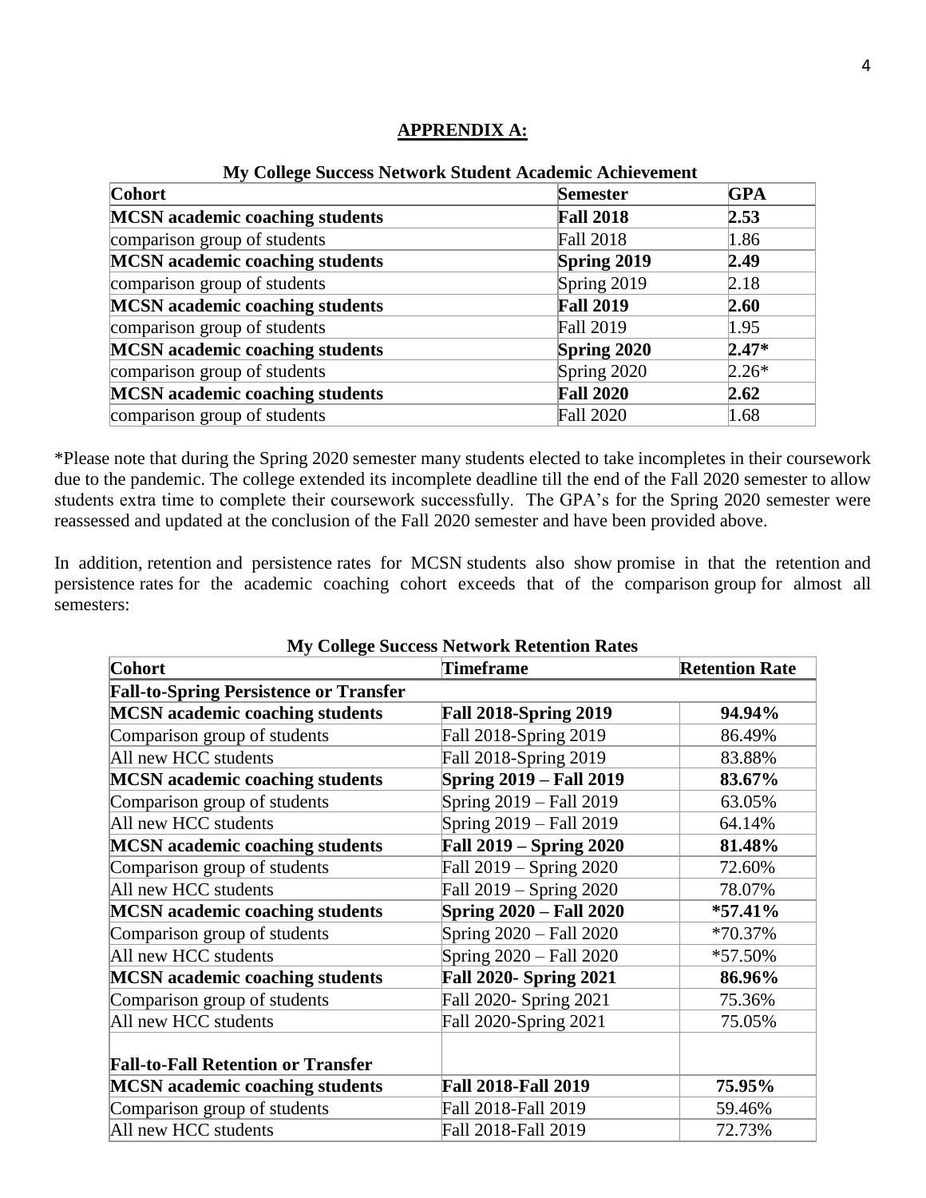## **APPRENDIX A:**

**My College Success Network Student Academic Achievement**

| Cohort | Semester | GPA |
|---|---|---|
| **MCSN academic coaching students** | **Fall 2018** | **2.53** |
| comparison group of students | Fall 2018 | 1.86 |
| **MCSN academic coaching students** | **Spring 2019** | **2.49** |
| comparison group of students | Spring 2019 | 2.18 |
| **MCSN academic coaching students** | **Fall 2019** | **2.60** |
| comparison group of students | Fall 2019 | 1.95 |
| **MCSN academic coaching students** | **Spring 2020** | **2.47*** |
| comparison group of students | Spring 2020 | 2.26* |
| **MCSN academic coaching students** | **Fall 2020** | **2.62** |
| comparison group of students | Fall 2020 | 1.68 |

*Please note that during the Spring 2020 semester many students elected to take incompletes in their coursework due to the pandemic. The college extended its incomplete deadline till the end of the Fall 2020 semester to allow students extra time to complete their coursework successfully. The GPA's for the Spring 2020 semester were reassessed and updated at the conclusion of the Fall 2020 semester and have been provided above.

In addition, retention and persistence rates for MCSN students also show promise in that the retention and persistence rates for the academic coaching cohort exceeds that of the comparison group for almost all semesters:

**My College Success Network Retention Rates**

| Cohort | Timeframe | Retention Rate |
|---|---|---|
| **Fall-to-Spring Persistence or Transfer** | | |
| **MCSN academic coaching students** | **Fall 2018-Spring 2019** | **94.94%** |
| Comparison group of students | Fall 2018-Spring 2019 | 86.49% |
| All new HCC students | Fall 2018-Spring 2019 | 83.88% |
| **MCSN academic coaching students** | **Spring 2019 – Fall 2019** | **83.67%** |
| Comparison group of students | Spring 2019 – Fall 2019 | 63.05% |
| All new HCC students | Spring 2019 – Fall 2019 | 64.14% |
| **MCSN academic coaching students** | **Fall 2019 – Spring 2020** | **81.48%** |
| Comparison group of students | Fall 2019 – Spring 2020 | 72.60% |
| All new HCC students | Fall 2019 – Spring 2020 | 78.07% |
| **MCSN academic coaching students** | **Spring 2020 – Fall 2020** | ***57.41%** |
| Comparison group of students | Spring 2020 – Fall 2020 | *70.37% |
| All new HCC students | Spring 2020 – Fall 2020 | *57.50% |
| **MCSN academic coaching students** | **Fall 2020- Spring 2021** | **86.96%** |
| Comparison group of students | Fall 2020- Spring 2021 | 75.36% |
| All new HCC students | Fall 2020-Spring 2021 | 75.05% |
| **Fall-to-Fall Retention or Transfer** | | |
| **MCSN academic coaching students** | **Fall 2018-Fall 2019** | **75.95%** |
| Comparison group of students | Fall 2018-Fall 2019 | 59.46% |
| All new HCC students | Fall 2018-Fall 2019 | 72.73% |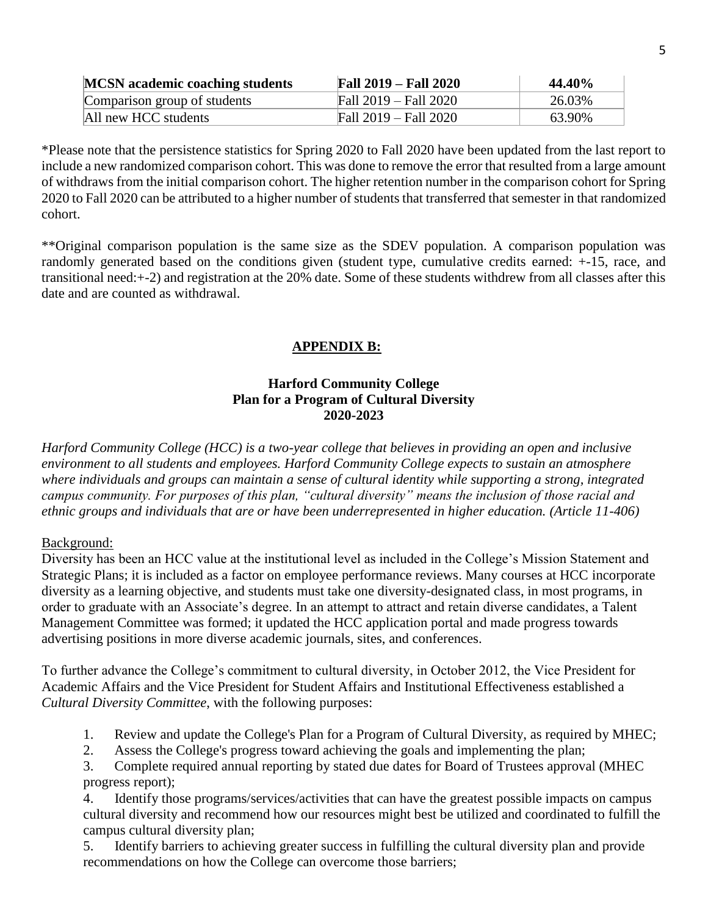| **MCSN academic coaching students** | **Fall 2019 – Fall 2020** | **44.40%** |
|---|---|---|
| Comparison group of students | Fall 2019 – Fall 2020 | 26.03% |
| All new HCC students | Fall 2019 – Fall 2020 | 63.90% |

*Please note that the persistence statistics for Spring 2020 to Fall 2020 have been updated from the last report to include a new randomized comparison cohort. This was done to remove the error that resulted from a large amount of withdraws from the initial comparison cohort. The higher retention number in the comparison cohort for Spring 2020 to Fall 2020 can be attributed to a higher number of students that transferred that semester in that randomized cohort.

**Original comparison population is the same size as the SDEV population. A comparison population was randomly generated based on the conditions given (student type, cumulative credits earned: +-15, race, and transitional need:+-2) and registration at the 20% date. Some of these students withdrew from all classes after this date and are counted as withdrawal.

## **APPENDIX B:**

### Harford Community College
### Plan for a Program of Cultural Diversity
### 2020-2023

*Harford Community College (HCC) is a two-year college that believes in providing an open and inclusive environment to all students and employees. Harford Community College expects to sustain an atmosphere where individuals and groups can maintain a sense of cultural identity while supporting a strong, integrated campus community. For purposes of this plan, "cultural diversity" means the inclusion of those racial and ethnic groups and individuals that are or have been underrepresented in higher education. (Article 11-406)*

Background:

Diversity has been an HCC value at the institutional level as included in the College's Mission Statement and Strategic Plans; it is included as a factor on employee performance reviews. Many courses at HCC incorporate diversity as a learning objective, and students must take one diversity-designated class, in most programs, in order to graduate with an Associate's degree. In an attempt to attract and retain diverse candidates, a Talent Management Committee was formed; it updated the HCC application portal and made progress towards advertising positions in more diverse academic journals, sites, and conferences.

To further advance the College's commitment to cultural diversity, in October 2012, the Vice President for Academic Affairs and the Vice President for Student Affairs and Institutional Effectiveness established a *Cultural Diversity Committee*, with the following purposes:

1. Review and update the College's Plan for a Program of Cultural Diversity, as required by MHEC;
2. Assess the College's progress toward achieving the goals and implementing the plan;
3. Complete required annual reporting by stated due dates for Board of Trustees approval (MHEC progress report);
4. Identify those programs/services/activities that can have the greatest possible impacts on campus cultural diversity and recommend how our resources might best be utilized and coordinated to fulfill the campus cultural diversity plan;
5. Identify barriers to achieving greater success in fulfilling the cultural diversity plan and provide recommendations on how the College can overcome those barriers;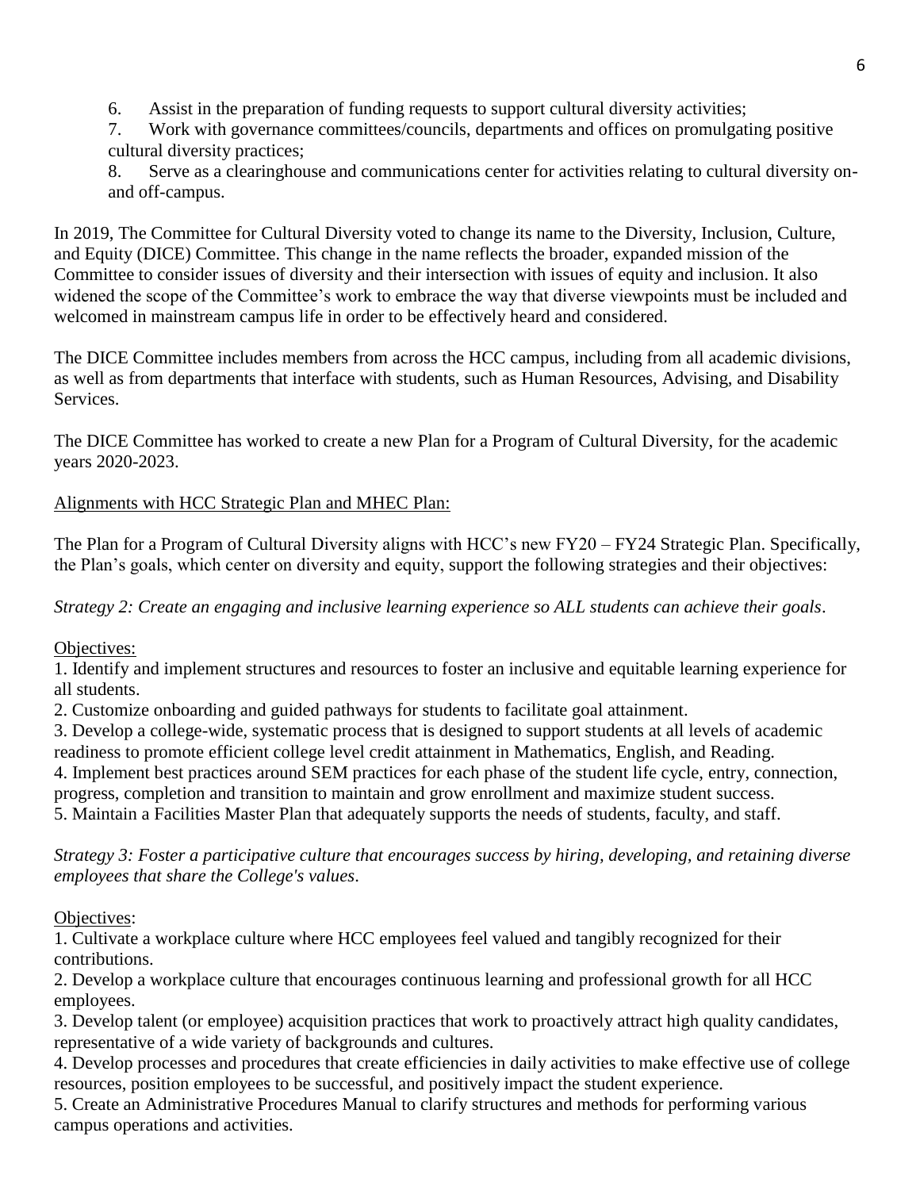6. Assist in the preparation of funding requests to support cultural diversity activities;
7. Work with governance committees/councils, departments and offices on promulgating positive cultural diversity practices;
8. Serve as a clearinghouse and communications center for activities relating to cultural diversity on- and off-campus.

In 2019, The Committee for Cultural Diversity voted to change its name to the Diversity, Inclusion, Culture, and Equity (DICE) Committee. This change in the name reflects the broader, expanded mission of the Committee to consider issues of diversity and their intersection with issues of equity and inclusion. It also widened the scope of the Committee's work to embrace the way that diverse viewpoints must be included and welcomed in mainstream campus life in order to be effectively heard and considered.

The DICE Committee includes members from across the HCC campus, including from all academic divisions, as well as from departments that interface with students, such as Human Resources, Advising, and Disability Services.

The DICE Committee has worked to create a new Plan for a Program of Cultural Diversity, for the academic years 2020-2023.

<u>Alignments with HCC Strategic Plan and MHEC Plan:</u>

The Plan for a Program of Cultural Diversity aligns with HCC's new FY20 – FY24 Strategic Plan. Specifically, the Plan's goals, which center on diversity and equity, support the following strategies and their objectives:

*Strategy 2: Create an engaging and inclusive learning experience so ALL students can achieve their goals*.

<u>Objectives:</u>

1. Identify and implement structures and resources to foster an inclusive and equitable learning experience for all students.
2. Customize onboarding and guided pathways for students to facilitate goal attainment.
3. Develop a college-wide, systematic process that is designed to support students at all levels of academic readiness to promote efficient college level credit attainment in Mathematics, English, and Reading.
4. Implement best practices around SEM practices for each phase of the student life cycle, entry, connection, progress, completion and transition to maintain and grow enrollment and maximize student success.
5. Maintain a Facilities Master Plan that adequately supports the needs of students, faculty, and staff.

*Strategy 3: Foster a participative culture that encourages success by hiring, developing, and retaining diverse employees that share the College's values*.

<u>Objectives</u>:

1. Cultivate a workplace culture where HCC employees feel valued and tangibly recognized for their contributions.
2. Develop a workplace culture that encourages continuous learning and professional growth for all HCC employees.
3. Develop talent (or employee) acquisition practices that work to proactively attract high quality candidates, representative of a wide variety of backgrounds and cultures.
4. Develop processes and procedures that create efficiencies in daily activities to make effective use of college resources, position employees to be successful, and positively impact the student experience.
5. Create an Administrative Procedures Manual to clarify structures and methods for performing various campus operations and activities.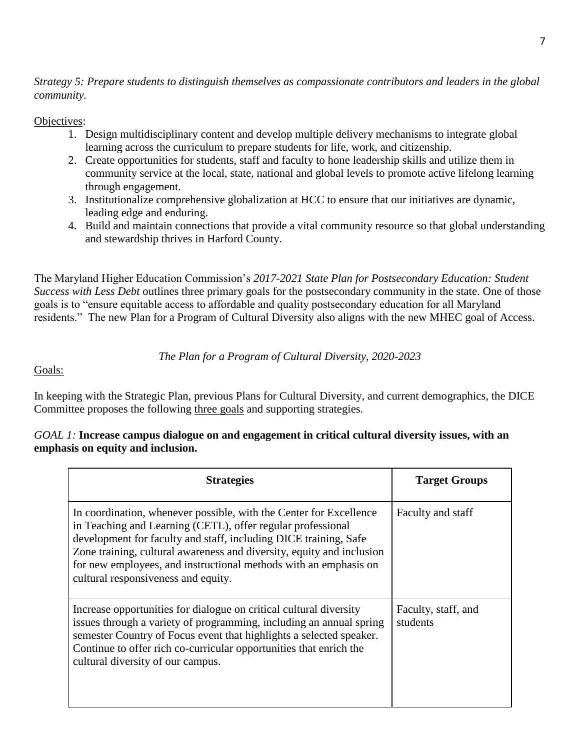*Strategy 5: Prepare students to distinguish themselves as compassionate contributors and leaders in the global community.*

Objectives:

1. Design multidisciplinary content and develop multiple delivery mechanisms to integrate global learning across the curriculum to prepare students for life, work, and citizenship.
2. Create opportunities for students, staff and faculty to hone leadership skills and utilize them in community service at the local, state, national and global levels to promote active lifelong learning through engagement.
3. Institutionalize comprehensive globalization at HCC to ensure that our initiatives are dynamic, leading edge and enduring.
4. Build and maintain connections that provide a vital community resource so that global understanding and stewardship thrives in Harford County.

The Maryland Higher Education Commission's *2017-2021 State Plan for Postsecondary Education: Student Success with Less Debt* outlines three primary goals for the postsecondary community in the state. One of those goals is to "ensure equitable access to affordable and quality postsecondary education for all Maryland residents." The new Plan for a Program of Cultural Diversity also aligns with the new MHEC goal of Access.

*The Plan for a Program of Cultural Diversity, 2020-2023*

Goals:

In keeping with the Strategic Plan, previous Plans for Cultural Diversity, and current demographics, the DICE Committee proposes the following three goals and supporting strategies.

*GOAL 1:* **Increase campus dialogue on and engagement in critical cultural diversity issues, with an emphasis on equity and inclusion.**

| Strategies | Target Groups |
| --- | --- |
| In coordination, whenever possible, with the Center for Excellence in Teaching and Learning (CETL), offer regular professional development for faculty and staff, including DICE training, Safe Zone training, cultural awareness and diversity, equity and inclusion for new employees, and instructional methods with an emphasis on cultural responsiveness and equity. | Faculty and staff |
| Increase opportunities for dialogue on critical cultural diversity issues through a variety of programming, including an annual spring semester Country of Focus event that highlights a selected speaker. Continue to offer rich co-curricular opportunities that enrich the cultural diversity of our campus. | Faculty, staff, and students |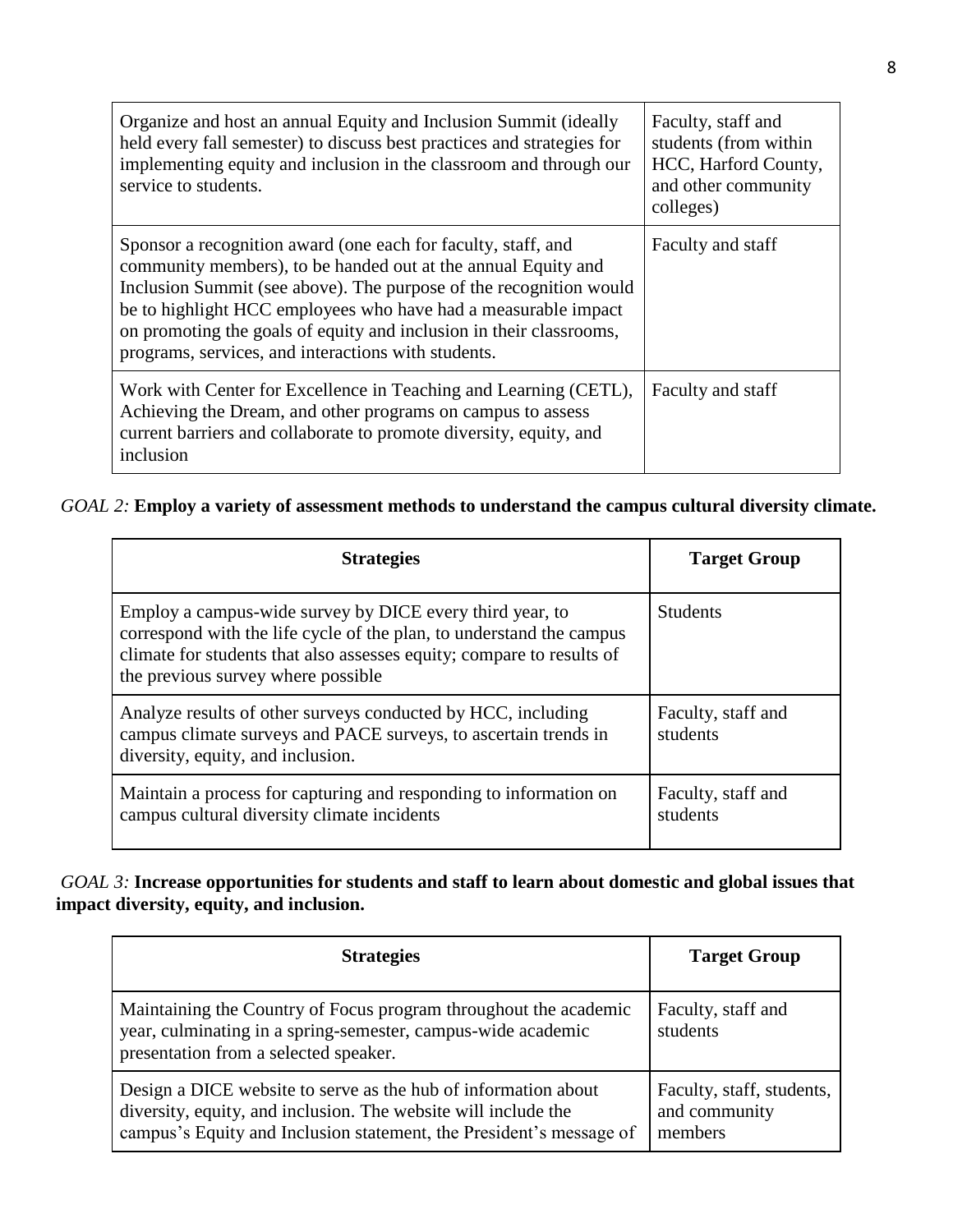| | |
|---|---|
| Organize and host an annual Equity and Inclusion Summit (ideally held every fall semester) to discuss best practices and strategies for implementing equity and inclusion in the classroom and through our service to students. | Faculty, staff and students (from within HCC, Harford County, and other community colleges) |
| Sponsor a recognition award (one each for faculty, staff, and community members), to be handed out at the annual Equity and Inclusion Summit (see above). The purpose of the recognition would be to highlight HCC employees who have had a measurable impact on promoting the goals of equity and inclusion in their classrooms, programs, services, and interactions with students. | Faculty and staff |
| Work with Center for Excellence in Teaching and Learning (CETL), Achieving the Dream, and other programs on campus to assess current barriers and collaborate to promote diversity, equity, and inclusion | Faculty and staff |

*GOAL 2:* **Employ a variety of assessment methods to understand the campus cultural diversity climate.**

| Strategies | Target Group |
|---|---|
| Employ a campus-wide survey by DICE every third year, to correspond with the life cycle of the plan, to understand the campus climate for students that also assesses equity; compare to results of the previous survey where possible | Students |
| Analyze results of other surveys conducted by HCC, including campus climate surveys and PACE surveys, to ascertain trends in diversity, equity, and inclusion. | Faculty, staff and students |
| Maintain a process for capturing and responding to information on campus cultural diversity climate incidents | Faculty, staff and students |

*GOAL 3:* **Increase opportunities for students and staff to learn about domestic and global issues that impact diversity, equity, and inclusion.**

| Strategies | Target Group |
|---|---|
| Maintaining the Country of Focus program throughout the academic year, culminating in a spring-semester, campus-wide academic presentation from a selected speaker. | Faculty, staff and students |
| Design a DICE website to serve as the hub of information about diversity, equity, and inclusion. The website will include the campus's Equity and Inclusion statement, the President's message of | Faculty, staff, students, and community members |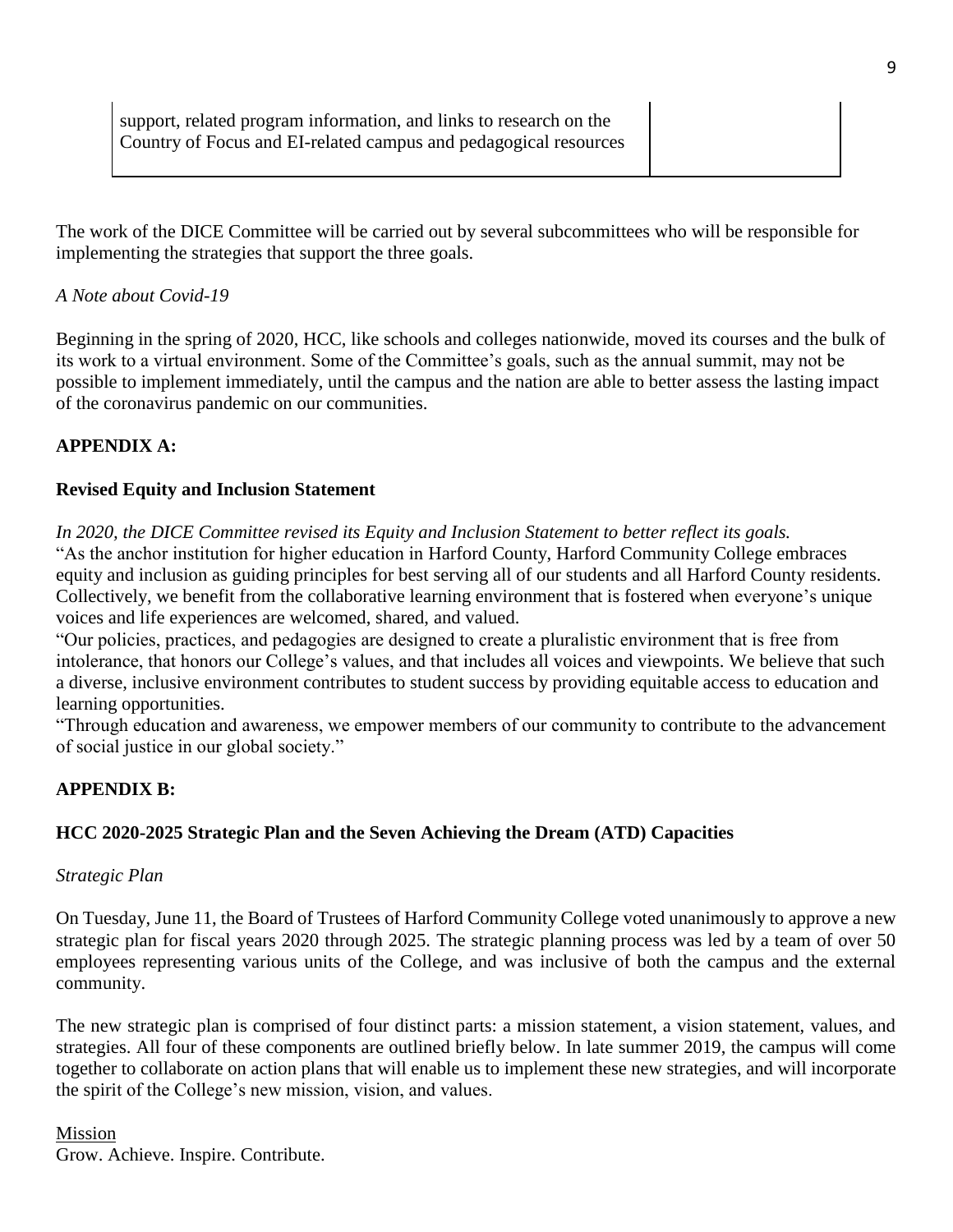| support, related program information, and links to research on the Country of Focus and EI-related campus and pedagogical resources | |
|---|---|

The work of the DICE Committee will be carried out by several subcommittees who will be responsible for implementing the strategies that support the three goals.

*A Note about Covid-19*

Beginning in the spring of 2020, HCC, like schools and colleges nationwide, moved its courses and the bulk of its work to a virtual environment. Some of the Committee's goals, such as the annual summit, may not be possible to implement immediately, until the campus and the nation are able to better assess the lasting impact of the coronavirus pandemic on our communities.

**APPENDIX A:**

**Revised Equity and Inclusion Statement**

*In 2020, the DICE Committee revised its Equity and Inclusion Statement to better reflect its goals.*

"As the anchor institution for higher education in Harford County, Harford Community College embraces equity and inclusion as guiding principles for best serving all of our students and all Harford County residents. Collectively, we benefit from the collaborative learning environment that is fostered when everyone's unique voices and life experiences are welcomed, shared, and valued.

"Our policies, practices, and pedagogies are designed to create a pluralistic environment that is free from intolerance, that honors our College's values, and that includes all voices and viewpoints. We believe that such a diverse, inclusive environment contributes to student success by providing equitable access to education and learning opportunities.

"Through education and awareness, we empower members of our community to contribute to the advancement of social justice in our global society."

**APPENDIX B:**

**HCC 2020-2025 Strategic Plan and the Seven Achieving the Dream (ATD) Capacities**

*Strategic Plan*

On Tuesday, June 11, the Board of Trustees of Harford Community College voted unanimously to approve a new strategic plan for fiscal years 2020 through 2025. The strategic planning process was led by a team of over 50 employees representing various units of the College, and was inclusive of both the campus and the external community.

The new strategic plan is comprised of four distinct parts: a mission statement, a vision statement, values, and strategies. All four of these components are outlined briefly below. In late summer 2019, the campus will come together to collaborate on action plans that will enable us to implement these new strategies, and will incorporate the spirit of the College's new mission, vision, and values.

<u>Mission</u>

Grow. Achieve. Inspire. Contribute.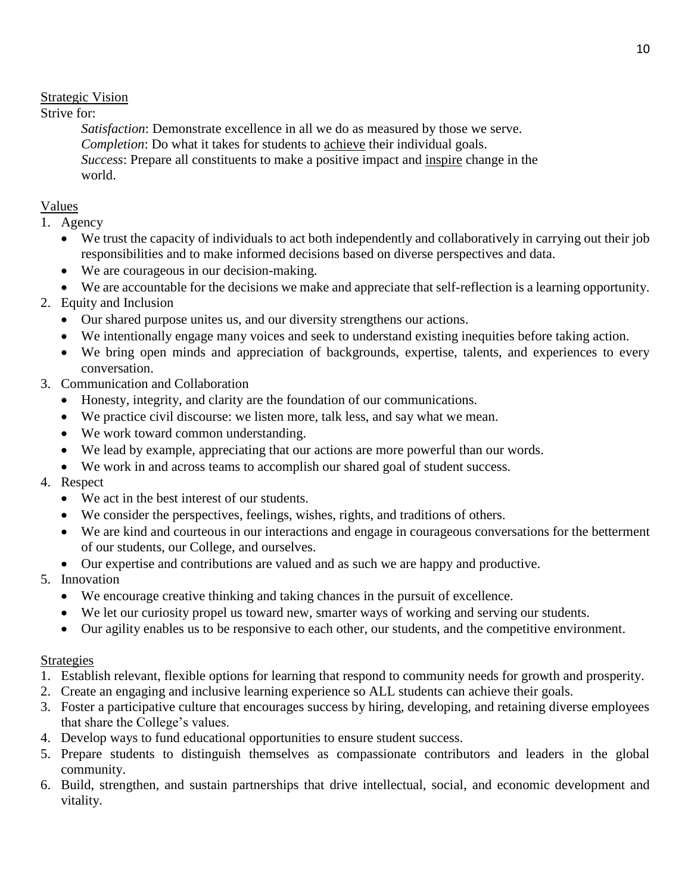## Strategic Vision

Strive for:

*Satisfaction*: Demonstrate excellence in all we do as measured by those we serve.
*Completion*: Do what it takes for students to achieve their individual goals.
*Success*: Prepare all constituents to make a positive impact and inspire change in the world.

## Values

1. Agency
   - We trust the capacity of individuals to act both independently and collaboratively in carrying out their job responsibilities and to make informed decisions based on diverse perspectives and data.
   - We are courageous in our decision-making.
   - We are accountable for the decisions we make and appreciate that self-reflection is a learning opportunity.
2. Equity and Inclusion
   - Our shared purpose unites us, and our diversity strengthens our actions.
   - We intentionally engage many voices and seek to understand existing inequities before taking action.
   - We bring open minds and appreciation of backgrounds, expertise, talents, and experiences to every conversation.
3. Communication and Collaboration
   - Honesty, integrity, and clarity are the foundation of our communications.
   - We practice civil discourse: we listen more, talk less, and say what we mean.
   - We work toward common understanding.
   - We lead by example, appreciating that our actions are more powerful than our words.
   - We work in and across teams to accomplish our shared goal of student success.
4. Respect
   - We act in the best interest of our students.
   - We consider the perspectives, feelings, wishes, rights, and traditions of others.
   - We are kind and courteous in our interactions and engage in courageous conversations for the betterment of our students, our College, and ourselves.
   - Our expertise and contributions are valued and as such we are happy and productive.
5. Innovation
   - We encourage creative thinking and taking chances in the pursuit of excellence.
   - We let our curiosity propel us toward new, smarter ways of working and serving our students.
   - Our agility enables us to be responsive to each other, our students, and the competitive environment.

## Strategies

1. Establish relevant, flexible options for learning that respond to community needs for growth and prosperity.
2. Create an engaging and inclusive learning experience so ALL students can achieve their goals.
3. Foster a participative culture that encourages success by hiring, developing, and retaining diverse employees that share the College's values.
4. Develop ways to fund educational opportunities to ensure student success.
5. Prepare students to distinguish themselves as compassionate contributors and leaders in the global community.
6. Build, strengthen, and sustain partnerships that drive intellectual, social, and economic development and vitality.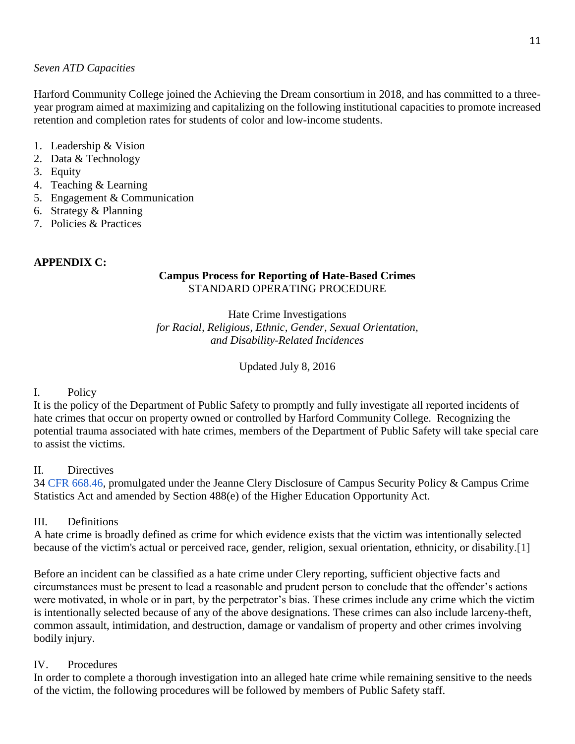*Seven ATD Capacities*

Harford Community College joined the Achieving the Dream consortium in 2018, and has committed to a three-year program aimed at maximizing and capitalizing on the following institutional capacities to promote increased retention and completion rates for students of color and low-income students.

1. Leadership & Vision
2. Data & Technology
3. Equity
4. Teaching & Learning
5. Engagement & Communication
6. Strategy & Planning
7. Policies & Practices

**APPENDIX C:**

**Campus Process for Reporting of Hate-Based Crimes**
STANDARD OPERATING PROCEDURE

Hate Crime Investigations
*for Racial, Religious, Ethnic, Gender, Sexual Orientation, and Disability-Related Incidences*

Updated July 8, 2016

I. Policy

It is the policy of the Department of Public Safety to promptly and fully investigate all reported incidents of hate crimes that occur on property owned or controlled by Harford Community College. Recognizing the potential trauma associated with hate crimes, members of the Department of Public Safety will take special care to assist the victims.

II. Directives

34 CFR 668.46, promulgated under the Jeanne Clery Disclosure of Campus Security Policy & Campus Crime Statistics Act and amended by Section 488(e) of the Higher Education Opportunity Act.

III. Definitions

A hate crime is broadly defined as crime for which evidence exists that the victim was intentionally selected because of the victim's actual or perceived race, gender, religion, sexual orientation, ethnicity, or disability.[1]

Before an incident can be classified as a hate crime under Clery reporting, sufficient objective facts and circumstances must be present to lead a reasonable and prudent person to conclude that the offender's actions were motivated, in whole or in part, by the perpetrator's bias. These crimes include any crime which the victim is intentionally selected because of any of the above designations. These crimes can also include larceny-theft, common assault, intimidation, and destruction, damage or vandalism of property and other crimes involving bodily injury.

IV. Procedures

In order to complete a thorough investigation into an alleged hate crime while remaining sensitive to the needs of the victim, the following procedures will be followed by members of Public Safety staff.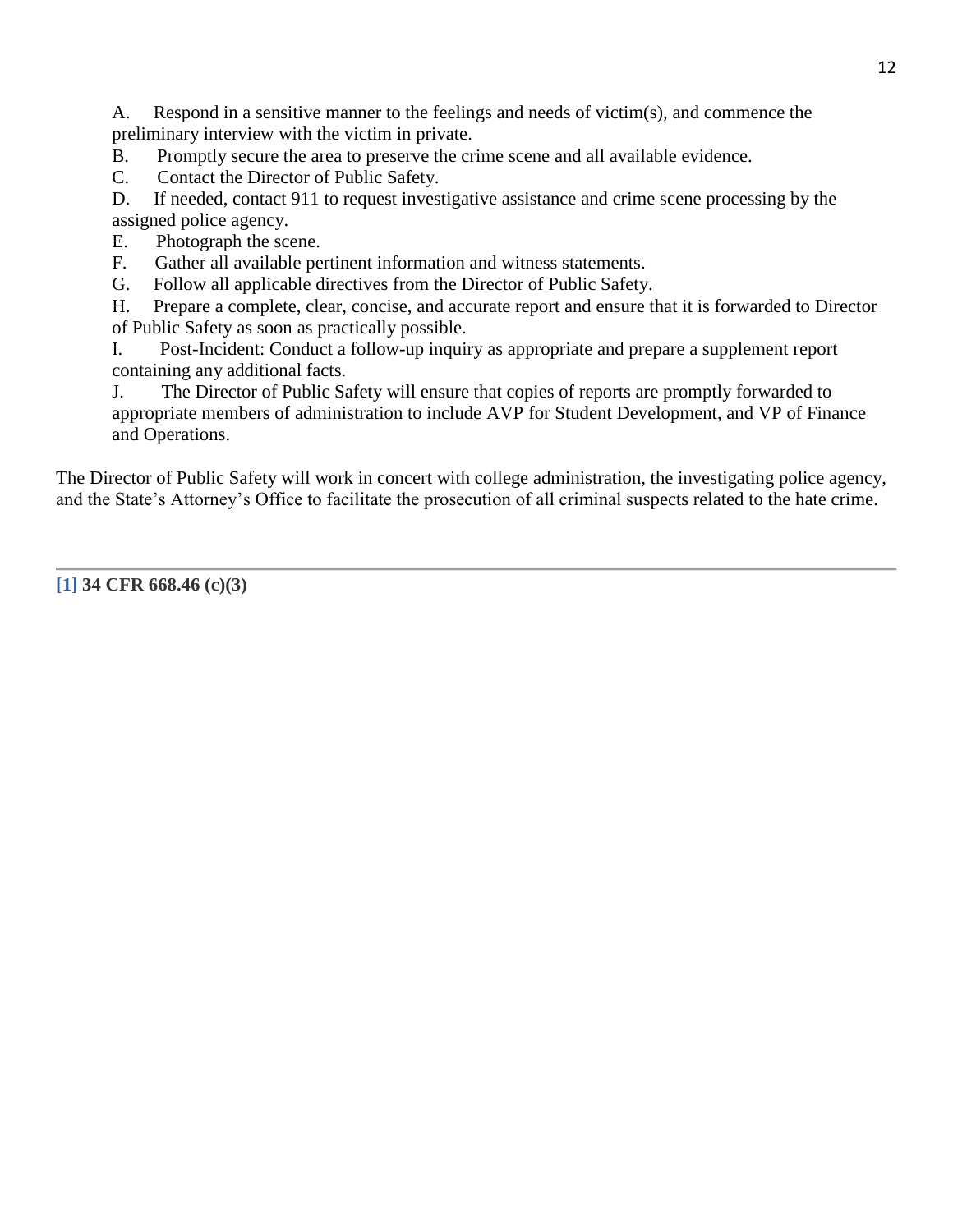A. Respond in a sensitive manner to the feelings and needs of victim(s), and commence the preliminary interview with the victim in private.

B. Promptly secure the area to preserve the crime scene and all available evidence.

C. Contact the Director of Public Safety.

D. If needed, contact 911 to request investigative assistance and crime scene processing by the assigned police agency.

E. Photograph the scene.

F. Gather all available pertinent information and witness statements.

G. Follow all applicable directives from the Director of Public Safety.

H. Prepare a complete, clear, concise, and accurate report and ensure that it is forwarded to Director of Public Safety as soon as practically possible.

I. Post-Incident: Conduct a follow-up inquiry as appropriate and prepare a supplement report containing any additional facts.

J. The Director of Public Safety will ensure that copies of reports are promptly forwarded to appropriate members of administration to include AVP for Student Development, and VP of Finance and Operations.

The Director of Public Safety will work in concert with college administration, the investigating police agency, and the State's Attorney's Office to facilitate the prosecution of all criminal suspects related to the hate crime.

---

**[1] 34 CFR 668.46 (c)(3)**